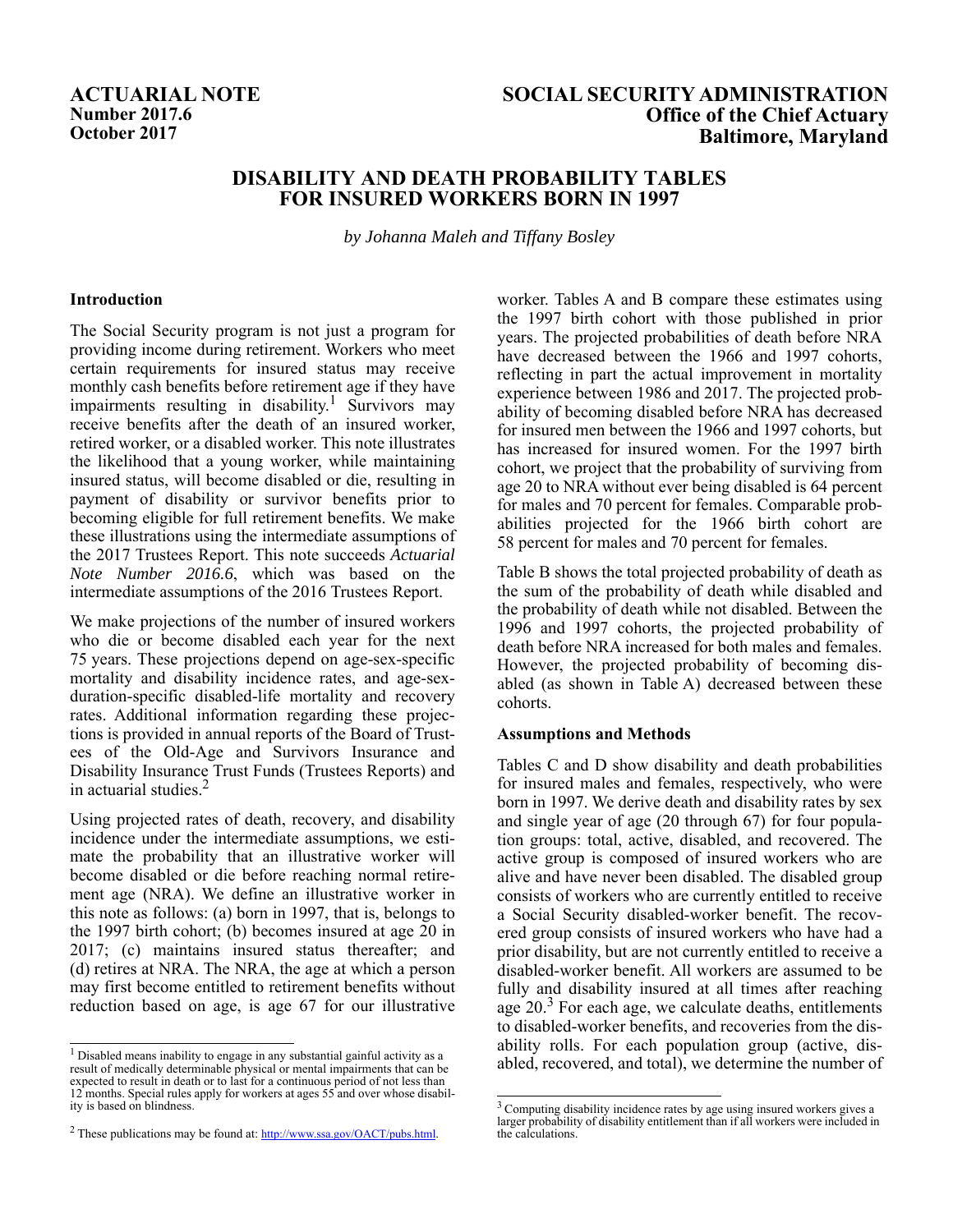**ACTUARIAL NOTE**
**Number 2017.6**
**October 2017**

**SOCIAL SECURITY ADMINISTRATION**
**Office of the Chief Actuary**
**Baltimore, Maryland**

# DISABILITY AND DEATH PROBABILITY TABLES FOR INSURED WORKERS BORN IN 1997

*by Johanna Maleh and Tiffany Bosley*

## Introduction

The Social Security program is not just a program for providing income during retirement. Workers who meet certain requirements for insured status may receive monthly cash benefits before retirement age if they have impairments resulting in disability.[1] Survivors may receive benefits after the death of an insured worker, retired worker, or a disabled worker. This note illustrates the likelihood that a young worker, while maintaining insured status, will become disabled or die, resulting in payment of disability or survivor benefits prior to becoming eligible for full retirement benefits. We make these illustrations using the intermediate assumptions of the 2017 Trustees Report. This note succeeds *Actuarial Note Number 2016.6*, which was based on the intermediate assumptions of the 2016 Trustees Report.

We make projections of the number of insured workers who die or become disabled each year for the next 75 years. These projections depend on age-sex-specific mortality and disability incidence rates, and age-sex-duration-specific disabled-life mortality and recovery rates. Additional information regarding these projections is provided in annual reports of the Board of Trustees of the Old-Age and Survivors Insurance and Disability Insurance Trust Funds (Trustees Reports) and in actuarial studies.[2]

Using projected rates of death, recovery, and disability incidence under the intermediate assumptions, we estimate the probability that an illustrative worker will become disabled or die before reaching normal retirement age (NRA). We define an illustrative worker in this note as follows: (a) born in 1997, that is, belongs to the 1997 birth cohort; (b) becomes insured at age 20 in 2017; (c) maintains insured status thereafter; and (d) retires at NRA. The NRA, the age at which a person may first become entitled to retirement benefits without reduction based on age, is age 67 for our illustrative worker. Tables A and B compare these estimates using the 1997 birth cohort with those published in prior years. The projected probabilities of death before NRA have decreased between the 1966 and 1997 cohorts, reflecting in part the actual improvement in mortality experience between 1986 and 2017. The projected probability of becoming disabled before NRA has decreased for insured men between the 1966 and 1997 cohorts, but has increased for insured women. For the 1997 birth cohort, we project that the probability of surviving from age 20 to NRA without ever being disabled is 64 percent for males and 70 percent for females. Comparable probabilities projected for the 1966 birth cohort are 58 percent for males and 70 percent for females.

Table B shows the total projected probability of death as the sum of the probability of death while disabled and the probability of death while not disabled. Between the 1996 and 1997 cohorts, the projected probability of death before NRA increased for both males and females. However, the projected probability of becoming disabled (as shown in Table A) decreased between these cohorts.

## Assumptions and Methods

Tables C and D show disability and death probabilities for insured males and females, respectively, who were born in 1997. We derive death and disability rates by sex and single year of age (20 through 67) for four population groups: total, active, disabled, and recovered. The active group is composed of insured workers who are alive and have never been disabled. The disabled group consists of workers who are currently entitled to receive a Social Security disabled-worker benefit. The recovered group consists of insured workers who have had a prior disability, but are not currently entitled to receive a disabled-worker benefit. All workers are assumed to be fully and disability insured at all times after reaching age 20.[3] For each age, we calculate deaths, entitlements to disabled-worker benefits, and recoveries from the disability rolls. For each population group (active, disabled, recovered, and total), we determine the number of

---

[1] Disabled means inability to engage in any substantial gainful activity as a result of medically determinable physical or mental impairments that can be expected to result in death or to last for a continuous period of not less than 12 months. Special rules apply for workers at ages 55 and over whose disability is based on blindness.

[2] These publications may be found at: http://www.ssa.gov/OACT/pubs.html.

[3] Computing disability incidence rates by age using insured workers gives a larger probability of disability entitlement than if all workers were included in the calculations.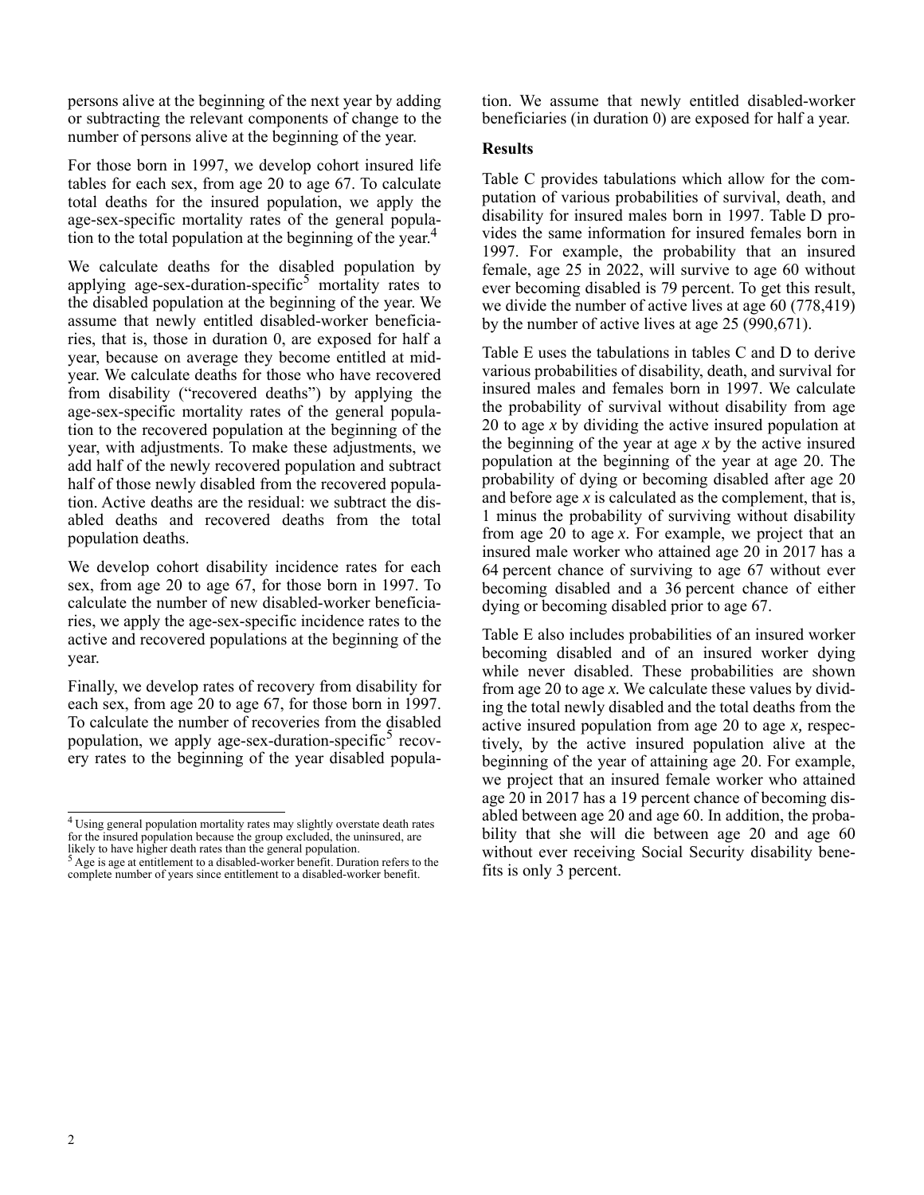persons alive at the beginning of the next year by adding or subtracting the relevant components of change to the number of persons alive at the beginning of the year.

For those born in 1997, we develop cohort insured life tables for each sex, from age 20 to age 67. To calculate total deaths for the insured population, we apply the age-sex-specific mortality rates of the general population to the total population at the beginning of the year.[4]

We calculate deaths for the disabled population by applying age-sex-duration-specific[5] mortality rates to the disabled population at the beginning of the year. We assume that newly entitled disabled-worker beneficiaries, that is, those in duration 0, are exposed for half a year, because on average they become entitled at mid-year. We calculate deaths for those who have recovered from disability ("recovered deaths") by applying the age-sex-specific mortality rates of the general population to the recovered population at the beginning of the year, with adjustments. To make these adjustments, we add half of the newly recovered population and subtract half of those newly disabled from the recovered population. Active deaths are the residual: we subtract the disabled deaths and recovered deaths from the total population deaths.

We develop cohort disability incidence rates for each sex, from age 20 to age 67, for those born in 1997. To calculate the number of new disabled-worker beneficiaries, we apply the age-sex-specific incidence rates to the active and recovered populations at the beginning of the year.

Finally, we develop rates of recovery from disability for each sex, from age 20 to age 67, for those born in 1997. To calculate the number of recoveries from the disabled population, we apply age-sex-duration-specific[5] recovery rates to the beginning of the year disabled population. We assume that newly entitled disabled-worker beneficiaries (in duration 0) are exposed for half a year.

**Results**

Table C provides tabulations which allow for the computation of various probabilities of survival, death, and disability for insured males born in 1997. Table D provides the same information for insured females born in 1997. For example, the probability that an insured female, age 25 in 2022, will survive to age 60 without ever becoming disabled is 79 percent. To get this result, we divide the number of active lives at age 60 (778,419) by the number of active lives at age 25 (990,671).

Table E uses the tabulations in tables C and D to derive various probabilities of disability, death, and survival for insured males and females born in 1997. We calculate the probability of survival without disability from age 20 to age *x* by dividing the active insured population at the beginning of the year at age *x* by the active insured population at the beginning of the year at age 20. The probability of dying or becoming disabled after age 20 and before age *x* is calculated as the complement, that is, 1 minus the probability of surviving without disability from age 20 to age *x*. For example, we project that an insured male worker who attained age 20 in 2017 has a 64 percent chance of surviving to age 67 without ever becoming disabled and a 36 percent chance of either dying or becoming disabled prior to age 67.

Table E also includes probabilities of an insured worker becoming disabled and of an insured worker dying while never disabled. These probabilities are shown from age 20 to age *x*. We calculate these values by dividing the total newly disabled and the total deaths from the active insured population from age 20 to age *x*, respectively, by the active insured population alive at the beginning of the year of attaining age 20. For example, we project that an insured female worker who attained age 20 in 2017 has a 19 percent chance of becoming disabled between age 20 and age 60. In addition, the probability that she will die between age 20 and age 60 without ever receiving Social Security disability benefits is only 3 percent.

---

[4] Using general population mortality rates may slightly overstate death rates for the insured population because the group excluded, the uninsured, are likely to have higher death rates than the general population.

[5] Age is age at entitlement to a disabled-worker benefit. Duration refers to the complete number of years since entitlement to a disabled-worker benefit.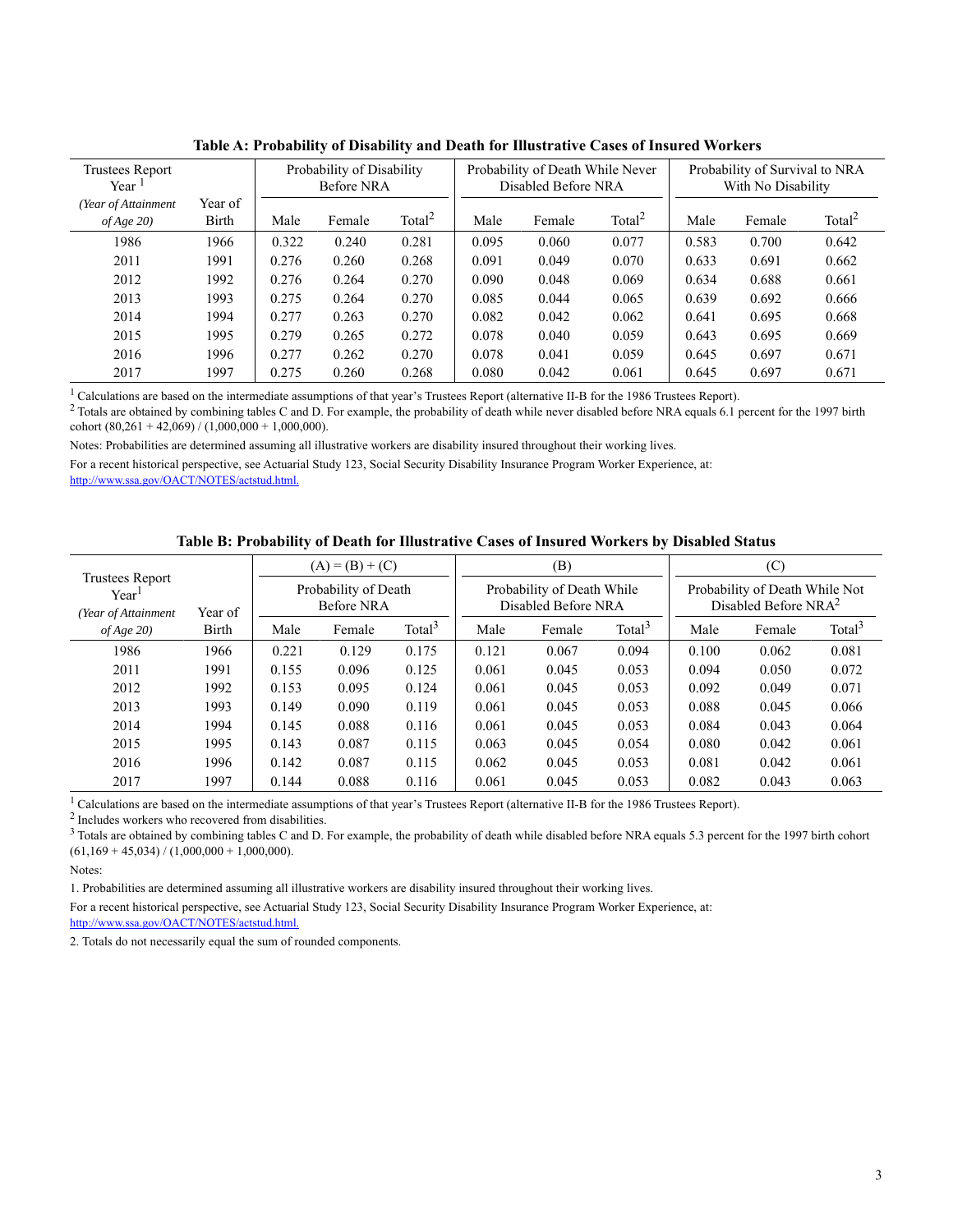**Table A: Probability of Disability and Death for Illustrative Cases of Insured Workers**

| Trustees Report Year[1] | | Probability of Disability Before NRA | | | Probability of Death While Never Disabled Before NRA | | | Probability of Survival to NRA With No Disability | | |
|---|---|---|---|---|---|---|---|---|---|---|
| *(Year of Attainment of Age 20)* | Year of Birth | Male | Female | Total[2] | Male | Female | Total[2] | Male | Female | Total[2] |
| 1986 | 1966 | 0.322 | 0.240 | 0.281 | 0.095 | 0.060 | 0.077 | 0.583 | 0.700 | 0.642 |
| 2011 | 1991 | 0.276 | 0.260 | 0.268 | 0.091 | 0.049 | 0.070 | 0.633 | 0.691 | 0.662 |
| 2012 | 1992 | 0.276 | 0.264 | 0.270 | 0.090 | 0.048 | 0.069 | 0.634 | 0.688 | 0.661 |
| 2013 | 1993 | 0.275 | 0.264 | 0.270 | 0.085 | 0.044 | 0.065 | 0.639 | 0.692 | 0.666 |
| 2014 | 1994 | 0.277 | 0.263 | 0.270 | 0.082 | 0.042 | 0.062 | 0.641 | 0.695 | 0.668 |
| 2015 | 1995 | 0.279 | 0.265 | 0.272 | 0.078 | 0.040 | 0.059 | 0.643 | 0.695 | 0.669 |
| 2016 | 1996 | 0.277 | 0.262 | 0.270 | 0.078 | 0.041 | 0.059 | 0.645 | 0.697 | 0.671 |
| 2017 | 1997 | 0.275 | 0.260 | 0.268 | 0.080 | 0.042 | 0.061 | 0.645 | 0.697 | 0.671 |

[1] Calculations are based on the intermediate assumptions of that year's Trustees Report (alternative II-B for the 1986 Trustees Report).

[2] Totals are obtained by combining tables C and D. For example, the probability of death while never disabled before NRA equals 6.1 percent for the 1997 birth cohort (80,261 + 42,069) / (1,000,000 + 1,000,000).

Notes: Probabilities are determined assuming all illustrative workers are disability insured throughout their working lives.

For a recent historical perspective, see Actuarial Study 123, Social Security Disability Insurance Program Worker Experience, at: http://www.ssa.gov/OACT/NOTES/actstud.html.

**Table B: Probability of Death for Illustrative Cases of Insured Workers by Disabled Status**

| Trustees Report Year[1] | | (A) = (B) + (C) | | | (B) | | | (C) | | |
|---|---|---|---|---|---|---|---|---|---|---|
| | | Probability of Death Before NRA | | | Probability of Death While Disabled Before NRA | | | Probability of Death While Not Disabled Before NRA[2] | | |
| *(Year of Attainment of Age 20)* | Year of Birth | Male | Female | Total[3] | Male | Female | Total[3] | Male | Female | Total[3] |
| 1986 | 1966 | 0.221 | 0.129 | 0.175 | 0.121 | 0.067 | 0.094 | 0.100 | 0.062 | 0.081 |
| 2011 | 1991 | 0.155 | 0.096 | 0.125 | 0.061 | 0.045 | 0.053 | 0.094 | 0.050 | 0.072 |
| 2012 | 1992 | 0.153 | 0.095 | 0.124 | 0.061 | 0.045 | 0.053 | 0.092 | 0.049 | 0.071 |
| 2013 | 1993 | 0.149 | 0.090 | 0.119 | 0.061 | 0.045 | 0.053 | 0.088 | 0.045 | 0.066 |
| 2014 | 1994 | 0.145 | 0.088 | 0.116 | 0.061 | 0.045 | 0.053 | 0.084 | 0.043 | 0.064 |
| 2015 | 1995 | 0.143 | 0.087 | 0.115 | 0.063 | 0.045 | 0.054 | 0.080 | 0.042 | 0.061 |
| 2016 | 1996 | 0.142 | 0.087 | 0.115 | 0.062 | 0.045 | 0.053 | 0.081 | 0.042 | 0.061 |
| 2017 | 1997 | 0.144 | 0.088 | 0.116 | 0.061 | 0.045 | 0.053 | 0.082 | 0.043 | 0.063 |

[1] Calculations are based on the intermediate assumptions of that year's Trustees Report (alternative II-B for the 1986 Trustees Report).

[2] Includes workers who recovered from disabilities.

[3] Totals are obtained by combining tables C and D. For example, the probability of death while disabled before NRA equals 5.3 percent for the 1997 birth cohort (61,169 + 45,034) / (1,000,000 + 1,000,000).

Notes:

1. Probabilities are determined assuming all illustrative workers are disability insured throughout their working lives.

For a recent historical perspective, see Actuarial Study 123, Social Security Disability Insurance Program Worker Experience, at: http://www.ssa.gov/OACT/NOTES/actstud.html.

2. Totals do not necessarily equal the sum of rounded components.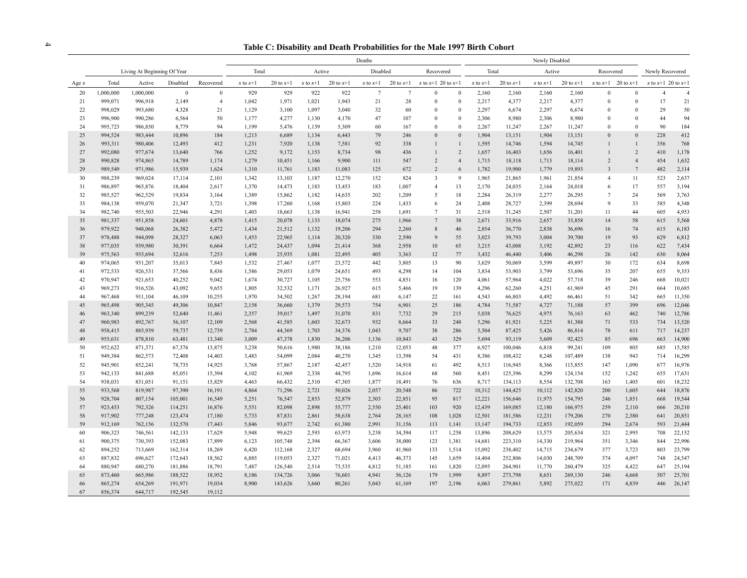## Table C: Disability and Death Probabilities for the Male 1997 Birth Cohort

| | Living At Beginning Of Year | | | | Deaths | | | | | | | | Newly Disabled | | | | | | Newly Recovered | |
|---|---|---|---|---|---|---|---|---|---|---|---|---|---|---|---|---|---|---|---|---|
| | | | | | Total | | Active | | Disabled | | Recovered | | Total | | Active | | Recovered | | | |
| Age $x$ | Total | Active | Disabled | Recovered | $x$ to $x$+1 | 20 to $x$+1 | $x$ to $x$+1 | 20 to $x$+1 | $x$ to $x$+1 | 20 to $x$+1 | $x$ to $x$+1 | 20 to $x$+1 | $x$ to $x$+1 | 20 to $x$+1 | $x$ to $x$+1 | 20 to $x$+1 | $x$ to $x$+1 | 20 to $x$+1 | $x$ to $x$+1 | 20 to $x$+1 |
| 20 | 1,000,000 | 1,000,000 | 0 | 0 | 929 | 929 | 922 | 922 | 7 | 7 | 0 | 0 | 2,160 | 2,160 | 2,160 | 2,160 | 0 | 0 | 4 | 4 |
| 21 | 999,071 | 996,918 | 2,149 | 4 | 1,042 | 1,971 | 1,021 | 1,943 | 21 | 28 | 0 | 0 | 2,217 | 4,377 | 2,217 | 4,377 | 0 | 0 | 17 | 21 |
| 22 | 998,029 | 993,680 | 4,328 | 21 | 1,129 | 3,100 | 1,097 | 3,040 | 32 | 60 | 0 | 0 | 2,297 | 6,674 | 2,297 | 6,674 | 0 | 0 | 29 | 50 |
| 23 | 996,900 | 990,286 | 6,564 | 50 | 1,177 | 4,277 | 1,130 | 4,170 | 47 | 107 | 0 | 0 | 2,306 | 8,980 | 2,306 | 8,980 | 0 | 0 | 44 | 94 |
| 24 | 995,723 | 986,850 | 8,779 | 94 | 1,199 | 5,476 | 1,139 | 5,309 | 60 | 167 | 0 | 0 | 2,267 | 11,247 | 2,267 | 11,247 | 0 | 0 | 90 | 184 |
| 25 | 994,524 | 983,444 | 10,896 | 184 | 1,213 | 6,689 | 1,134 | 6,443 | 79 | 246 | 0 | 0 | 1,904 | 13,151 | 1,904 | 13,151 | 0 | 0 | 228 | 412 |
| 26 | 993,311 | 980,406 | 12,493 | 412 | 1,231 | 7,920 | 1,138 | 7,581 | 92 | 338 | 1 | 1 | 1,595 | 14,746 | 1,594 | 14,745 | 1 | 1 | 356 | 768 |
| 27 | 992,080 | 977,674 | 13,640 | 766 | 1,252 | 9,172 | 1,153 | 8,734 | 98 | 436 | 1 | 2 | 1,657 | 16,403 | 1,656 | 16,401 | 1 | 2 | 410 | 1,178 |
| 28 | 990,828 | 974,865 | 14,789 | 1,174 | 1,279 | 10,451 | 1,166 | 9,900 | 111 | 547 | 2 | 4 | 1,715 | 18,118 | 1,713 | 18,114 | 2 | 4 | 454 | 1,632 |
| 29 | 989,549 | 971,986 | 15,939 | 1,624 | 1,310 | 11,761 | 1,183 | 11,083 | 125 | 672 | 2 | 6 | 1,782 | 19,900 | 1,779 | 19,893 | 3 | 7 | 482 | 2,114 |
| 30 | 988,239 | 969,024 | 17,114 | 2,101 | 1,342 | 13,103 | 1,187 | 12,270 | 152 | 824 | 3 | 9 | 1,965 | 21,865 | 1,961 | 21,854 | 4 | 11 | 523 | 2,637 |
| 31 | 986,897 | 965,876 | 18,404 | 2,617 | 1,370 | 14,473 | 1,183 | 13,453 | 183 | 1,007 | 4 | 13 | 2,170 | 24,035 | 2,164 | 24,018 | 6 | 17 | 557 | 3,194 |
| 32 | 985,527 | 962,529 | 19,834 | 3,164 | 1,389 | 15,862 | 1,182 | 14,635 | 202 | 1,209 | 5 | 18 | 2,284 | 26,319 | 2,277 | 26,295 | 7 | 24 | 569 | 3,763 |
| 33 | 984,138 | 959,070 | 21,347 | 3,721 | 1,398 | 17,260 | 1,168 | 15,803 | 224 | 1,433 | 6 | 24 | 2,408 | 28,727 | 2,399 | 28,694 | 9 | 33 | 585 | 4,348 |
| 34 | 982,740 | 955,503 | 22,946 | 4,291 | 1,403 | 18,663 | 1,138 | 16,941 | 258 | 1,691 | 7 | 31 | 2,518 | 31,245 | 2,507 | 31,201 | 11 | 44 | 605 | 4,953 |
| 35 | 981,337 | 951,858 | 24,601 | 4,878 | 1,415 | 20,078 | 1,133 | 18,074 | 275 | 1,966 | 7 | 38 | 2,671 | 33,916 | 2,657 | 33,858 | 14 | 58 | 615 | 5,568 |
| 36 | 979,922 | 948,068 | 26,382 | 5,472 | 1,434 | 21,512 | 1,132 | 19,206 | 294 | 2,260 | 8 | 46 | 2,854 | 36,770 | 2,838 | 36,696 | 16 | 74 | 615 | 6,183 |
| 37 | 978,488 | 944,098 | 28,327 | 6,063 | 1,453 | 22,965 | 1,114 | 20,320 | 330 | 2,590 | 9 | 55 | 3,023 | 39,793 | 3,004 | 39,700 | 19 | 93 | 629 | 6,812 |
| 38 | 977,035 | 939,980 | 30,391 | 6,664 | 1,472 | 24,437 | 1,094 | 21,414 | 368 | 2,958 | 10 | 65 | 3,215 | 43,008 | 3,192 | 42,892 | 23 | 116 | 622 | 7,434 |
| 39 | 975,563 | 935,694 | 32,616 | 7,253 | 1,498 | 25,935 | 1,081 | 22,495 | 405 | 3,363 | 12 | 77 | 3,432 | 46,440 | 3,406 | 46,298 | 26 | 142 | 630 | 8,064 |
| 40 | 974,065 | 931,207 | 35,013 | 7,845 | 1,532 | 27,467 | 1,077 | 23,572 | 442 | 3,805 | 13 | 90 | 3,629 | 50,069 | 3,599 | 49,897 | 30 | 172 | 634 | 8,698 |
| 41 | 972,533 | 926,531 | 37,566 | 8,436 | 1,586 | 29,053 | 1,079 | 24,651 | 493 | 4,298 | 14 | 104 | 3,834 | 53,903 | 3,799 | 53,696 | 35 | 207 | 655 | 9,353 |
| 42 | 970,947 | 921,653 | 40,252 | 9,042 | 1,674 | 30,727 | 1,105 | 25,756 | 553 | 4,851 | 16 | 120 | 4,061 | 57,964 | 4,022 | 57,718 | 39 | 246 | 668 | 10,021 |
| 43 | 969,273 | 916,526 | 43,092 | 9,655 | 1,805 | 32,532 | 1,171 | 26,927 | 615 | 5,466 | 19 | 139 | 4,296 | 62,260 | 4,251 | 61,969 | 45 | 291 | 664 | 10,685 |
| 44 | 967,468 | 911,104 | 46,109 | 10,255 | 1,970 | 34,502 | 1,267 | 28,194 | 681 | 6,147 | 22 | 161 | 4,543 | 66,803 | 4,492 | 66,461 | 51 | 342 | 665 | 11,350 |
| 45 | 965,498 | 905,345 | 49,306 | 10,847 | 2,158 | 36,660 | 1,379 | 29,573 | 754 | 6,901 | 25 | 186 | 4,784 | 71,587 | 4,727 | 71,188 | 57 | 399 | 696 | 12,046 |
| 46 | 963,340 | 899,239 | 52,640 | 11,461 | 2,357 | 39,017 | 1,497 | 31,070 | 831 | 7,732 | 29 | 215 | 5,038 | 76,625 | 4,975 | 76,163 | 63 | 462 | 740 | 12,786 |
| 47 | 960,983 | 892,767 | 56,107 | 12,109 | 2,568 | 41,585 | 1,603 | 32,673 | 932 | 8,664 | 33 | 248 | 5,296 | 81,921 | 5,225 | 81,388 | 71 | 533 | 734 | 13,520 |
| 48 | 958,415 | 885,939 | 59,737 | 12,739 | 2,784 | 44,369 | 1,703 | 34,376 | 1,043 | 9,707 | 38 | 286 | 5,504 | 87,425 | 5,426 | 86,814 | 78 | 611 | 717 | 14,237 |
| 49 | 955,631 | 878,810 | 63,481 | 13,340 | 3,009 | 47,378 | 1,830 | 36,206 | 1,136 | 10,843 | 43 | 329 | 5,694 | 93,119 | 5,609 | 92,423 | 85 | 696 | 663 | 14,900 |
| 50 | 952,622 | 871,371 | 67,376 | 13,875 | 3,238 | 50,616 | 1,980 | 38,186 | 1,210 | 12,053 | 48 | 377 | 6,927 | 100,046 | 6,818 | 99,241 | 109 | 805 | 685 | 15,585 |
| 51 | 949,384 | 862,573 | 72,408 | 14,403 | 3,483 | 54,099 | 2,084 | 40,270 | 1,345 | 13,398 | 54 | 431 | 8,386 | 108,432 | 8,248 | 107,489 | 138 | 943 | 714 | 16,299 |
| 52 | 945,901 | 852,241 | 78,735 | 14,925 | 3,768 | 57,867 | 2,187 | 42,457 | 1,520 | 14,918 | 61 | 492 | 8,513 | 116,945 | 8,366 | 115,855 | 147 | 1,090 | 677 | 16,976 |
| 53 | 942,133 | 841,688 | 85,051 | 15,394 | 4,102 | 61,969 | 2,338 | 44,795 | 1,696 | 16,614 | 68 | 560 | 8,451 | 125,396 | 8,299 | 124,154 | 152 | 1,242 | 655 | 17,631 |
| 54 | 938,031 | 831,051 | 91,151 | 15,829 | 4,463 | 66,432 | 2,510 | 47,305 | 1,877 | 18,491 | 76 | 636 | 8,717 | 134,113 | 8,554 | 132,708 | 163 | 1,405 | 601 | 18,232 |
| 55 | 933,568 | 819,987 | 97,390 | 16,191 | 4,864 | 71,296 | 2,721 | 50,026 | 2,057 | 20,548 | 86 | 722 | 10,312 | 144,425 | 10,112 | 142,820 | 200 | 1,605 | 644 | 18,876 |
| 56 | 928,704 | 807,154 | 105,001 | 16,549 | 5,251 | 76,547 | 2,853 | 52,879 | 2,303 | 22,851 | 95 | 817 | 12,221 | 156,646 | 11,975 | 154,795 | 246 | 1,851 | 668 | 19,544 |
| 57 | 923,453 | 792,326 | 114,251 | 16,876 | 5,551 | 82,098 | 2,898 | 55,777 | 2,550 | 25,401 | 103 | 920 | 12,439 | 169,085 | 12,180 | 166,975 | 259 | 2,110 | 666 | 20,210 |
| 58 | 917,902 | 777,248 | 123,474 | 17,180 | 5,733 | 87,831 | 2,861 | 58,638 | 2,764 | 28,165 | 108 | 1,028 | 12,501 | 181,586 | 12,231 | 179,206 | 270 | 2,380 | 641 | 20,851 |
| 59 | 912,169 | 762,156 | 132,570 | 17,443 | 5,846 | 93,677 | 2,742 | 61,380 | 2,991 | 31,156 | 113 | 1,141 | 13,147 | 194,733 | 12,853 | 192,059 | 294 | 2,674 | 593 | 21,444 |
| 60 | 906,323 | 746,561 | 142,133 | 17,629 | 5,948 | 99,625 | 2,593 | 63,973 | 3,238 | 34,394 | 117 | 1,258 | 13,896 | 208,629 | 13,575 | 205,634 | 321 | 2,995 | 708 | 22,152 |
| 61 | 900,375 | 730,393 | 152,083 | 17,899 | 6,123 | 105,748 | 2,394 | 66,367 | 3,606 | 38,000 | 123 | 1,381 | 14,681 | 223,310 | 14,330 | 219,964 | 351 | 3,346 | 844 | 22,996 |
| 62 | 894,252 | 713,669 | 162,314 | 18,269 | 6,420 | 112,168 | 2,327 | 68,694 | 3,960 | 41,960 | 133 | 1,514 | 15,092 | 238,402 | 14,715 | 234,679 | 377 | 3,723 | 803 | 23,799 |
| 63 | 887,832 | 696,627 | 172,643 | 18,562 | 6,885 | 119,053 | 2,327 | 71,021 | 4,413 | 46,373 | 145 | 1,659 | 14,404 | 252,806 | 14,030 | 248,709 | 374 | 4,097 | 748 | 24,547 |
| 64 | 880,947 | 680,270 | 181,886 | 18,791 | 7,487 | 126,540 | 2,514 | 73,535 | 4,812 | 51,185 | 161 | 1,820 | 12,095 | 264,901 | 11,770 | 260,479 | 325 | 4,422 | 647 | 25,194 |
| 65 | 873,460 | 665,986 | 188,522 | 18,952 | 8,186 | 134,726 | 3,066 | 76,601 | 4,941 | 56,126 | 179 | 1,999 | 8,897 | 273,798 | 8,651 | 269,130 | 246 | 4,668 | 507 | 25,701 |
| 66 | 865,274 | 654,269 | 191,971 | 19,034 | 8,900 | 143,626 | 3,660 | 80,261 | 5,043 | 61,169 | 197 | 2,196 | 6,063 | 279,861 | 5,892 | 275,022 | 171 | 4,839 | 446 | 26,147 |
| 67 | 856,374 | 644,717 | 192,545 | 19,112 | | | | | | | | | | | | | | | | |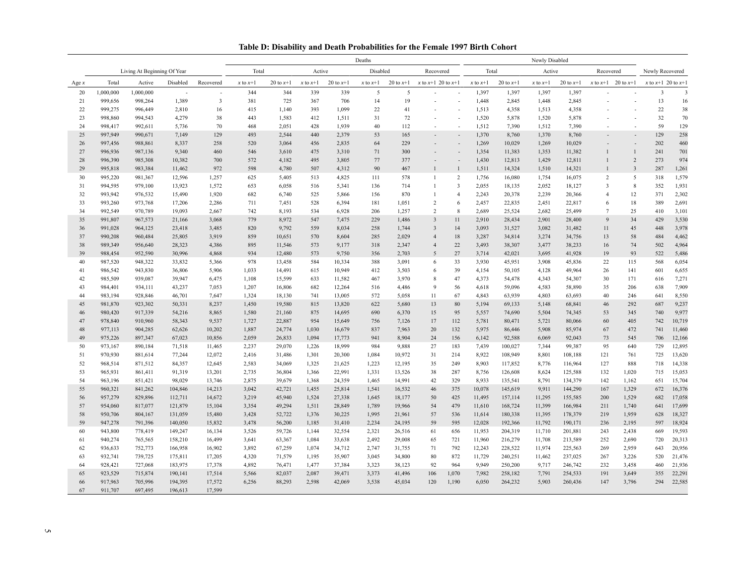## Table D: Disability and Death Probabilities for the Female 1997 Birth Cohort

| | Living At Beginning Of Year | | | | Deaths | | | | | | | | Newly Disabled | | | | | | Newly Recovered | |
|---|---|---|---|---|---|---|---|---|---|---|---|---|---|---|---|---|---|---|---|---|
| | | | | | Total | | Active | | Disabled | | Recovered | | Total | | Active | | Recovered | | | |
| Age $x$ | Total | Active | Disabled | Recovered | $x$ to $x$+1 | 20 to $x$+1 | $x$ to $x$+1 | 20 to $x$+1 | $x$ to $x$+1 | 20 to $x$+1 | $x$ to $x$+1 | 20 to $x$+1 | $x$ to $x$+1 | 20 to $x$+1 | $x$ to $x$+1 | 20 to $x$+1 | $x$ to $x$+1 | 20 to $x$+1 | $x$ to $x$+1 | 20 to $x$+1 |
| 20 | 1,000,000 | 1,000,000 | - | - | 344 | 344 | 339 | 339 | 5 | 5 | - | - | 1,397 | 1,397 | 1,397 | 1,397 | - | - | 3 | 3 |
| 21 | 999,656 | 998,264 | 1,389 | 3 | 381 | 725 | 367 | 706 | 14 | 19 | - | - | 1,448 | 2,845 | 1,448 | 2,845 | - | - | 13 | 16 |
| 22 | 999,275 | 996,449 | 2,810 | 16 | 415 | 1,140 | 393 | 1,099 | 22 | 41 | - | - | 1,513 | 4,358 | 1,513 | 4,358 | - | - | 22 | 38 |
| 23 | 998,860 | 994,543 | 4,279 | 38 | 443 | 1,583 | 412 | 1,511 | 31 | 72 | - | - | 1,520 | 5,878 | 1,520 | 5,878 | - | - | 32 | 70 |
| 24 | 998,417 | 992,611 | 5,736 | 70 | 468 | 2,051 | 428 | 1,939 | 40 | 112 | - | - | 1,512 | 7,390 | 1,512 | 7,390 | - | - | 59 | 129 |
| 25 | 997,949 | 990,671 | 7,149 | 129 | 493 | 2,544 | 440 | 2,379 | 53 | 165 | - | - | 1,370 | 8,760 | 1,370 | 8,760 | - | - | 129 | 258 |
| 26 | 997,456 | 988,861 | 8,337 | 258 | 520 | 3,064 | 456 | 2,835 | 64 | 229 | - | - | 1,269 | 10,029 | 1,269 | 10,029 | - | - | 202 | 460 |
| 27 | 996,936 | 987,136 | 9,340 | 460 | 546 | 3,610 | 475 | 3,310 | 71 | 300 | - | - | 1,354 | 11,383 | 1,353 | 11,382 | 1 | 1 | 241 | 701 |
| 28 | 996,390 | 985,308 | 10,382 | 700 | 572 | 4,182 | 495 | 3,805 | 77 | 377 | - | - | 1,430 | 12,813 | 1,429 | 12,811 | 1 | 2 | 273 | 974 |
| 29 | 995,818 | 983,384 | 11,462 | 972 | 598 | 4,780 | 507 | 4,312 | 90 | 467 | 1 | 1 | 1,511 | 14,324 | 1,510 | 14,321 | 1 | 3 | 287 | 1,261 |
| 30 | 995,220 | 981,367 | 12,596 | 1,257 | 625 | 5,405 | 513 | 4,825 | 111 | 578 | 1 | 2 | 1,756 | 16,080 | 1,754 | 16,075 | 2 | 5 | 318 | 1,579 |
| 31 | 994,595 | 979,100 | 13,923 | 1,572 | 653 | 6,058 | 516 | 5,341 | 136 | 714 | 1 | 3 | 2,055 | 18,135 | 2,052 | 18,127 | 3 | 8 | 352 | 1,931 |
| 32 | 993,942 | 976,532 | 15,490 | 1,920 | 682 | 6,740 | 525 | 5,866 | 156 | 870 | 1 | 4 | 2,243 | 20,378 | 2,239 | 20,366 | 4 | 12 | 371 | 2,302 |
| 33 | 993,260 | 973,768 | 17,206 | 2,286 | 711 | 7,451 | 528 | 6,394 | 181 | 1,051 | 2 | 6 | 2,457 | 22,835 | 2,451 | 22,817 | 6 | 18 | 389 | 2,691 |
| 34 | 992,549 | 970,789 | 19,093 | 2,667 | 742 | 8,193 | 534 | 6,928 | 206 | 1,257 | 2 | 8 | 2,689 | 25,524 | 2,682 | 25,499 | 7 | 25 | 410 | 3,101 |
| 35 | 991,807 | 967,573 | 21,166 | 3,068 | 779 | 8,972 | 547 | 7,475 | 229 | 1,486 | 3 | 11 | 2,910 | 28,434 | 2,901 | 28,400 | 9 | 34 | 429 | 3,530 |
| 36 | 991,028 | 964,125 | 23,418 | 3,485 | 820 | 9,792 | 559 | 8,034 | 258 | 1,744 | 3 | 14 | 3,093 | 31,527 | 3,082 | 31,482 | 11 | 45 | 448 | 3,978 |
| 37 | 990,208 | 960,484 | 25,805 | 3,919 | 859 | 10,651 | 570 | 8,604 | 285 | 2,029 | 4 | 18 | 3,287 | 34,814 | 3,274 | 34,756 | 13 | 58 | 484 | 4,462 |
| 38 | 989,349 | 956,640 | 28,323 | 4,386 | 895 | 11,546 | 573 | 9,177 | 318 | 2,347 | 4 | 22 | 3,493 | 38,307 | 3,477 | 38,233 | 16 | 74 | 502 | 4,964 |
| 39 | 988,454 | 952,590 | 30,996 | 4,868 | 934 | 12,480 | 573 | 9,750 | 356 | 2,703 | 5 | 27 | 3,714 | 42,021 | 3,695 | 41,928 | 19 | 93 | 522 | 5,486 |
| 40 | 987,520 | 948,322 | 33,832 | 5,366 | 978 | 13,458 | 584 | 10,334 | 388 | 3,091 | 6 | 33 | 3,930 | 45,951 | 3,908 | 45,836 | 22 | 115 | 568 | 6,054 |
| 41 | 986,542 | 943,830 | 36,806 | 5,906 | 1,033 | 14,491 | 615 | 10,949 | 412 | 3,503 | 6 | 39 | 4,154 | 50,105 | 4,128 | 49,964 | 26 | 141 | 601 | 6,655 |
| 42 | 985,509 | 939,087 | 39,947 | 6,475 | 1,108 | 15,599 | 633 | 11,582 | 467 | 3,970 | 8 | 47 | 4,373 | 54,478 | 4,343 | 54,307 | 30 | 171 | 616 | 7,271 |
| 43 | 984,401 | 934,111 | 43,237 | 7,053 | 1,207 | 16,806 | 682 | 12,264 | 516 | 4,486 | 9 | 56 | 4,618 | 59,096 | 4,583 | 58,890 | 35 | 206 | 638 | 7,909 |
| 44 | 983,194 | 928,846 | 46,701 | 7,647 | 1,324 | 18,130 | 741 | 13,005 | 572 | 5,058 | 11 | 67 | 4,843 | 63,939 | 4,803 | 63,693 | 40 | 246 | 641 | 8,550 |
| 45 | 981,870 | 923,302 | 50,331 | 8,237 | 1,450 | 19,580 | 815 | 13,820 | 622 | 5,680 | 13 | 80 | 5,194 | 69,133 | 5,148 | 68,841 | 46 | 292 | 687 | 9,237 |
| 46 | 980,420 | 917,339 | 54,216 | 8,865 | 1,580 | 21,160 | 875 | 14,695 | 690 | 6,370 | 15 | 95 | 5,557 | 74,690 | 5,504 | 74,345 | 53 | 345 | 740 | 9,977 |
| 47 | 978,840 | 910,960 | 58,343 | 9,537 | 1,727 | 22,887 | 954 | 15,649 | 756 | 7,126 | 17 | 112 | 5,781 | 80,471 | 5,721 | 80,066 | 60 | 405 | 742 | 10,719 |
| 48 | 977,113 | 904,285 | 62,626 | 10,202 | 1,887 | 24,774 | 1,030 | 16,679 | 837 | 7,963 | 20 | 132 | 5,975 | 86,446 | 5,908 | 85,974 | 67 | 472 | 741 | 11,460 |
| 49 | 975,226 | 897,347 | 67,023 | 10,856 | 2,059 | 26,833 | 1,094 | 17,773 | 941 | 8,904 | 24 | 156 | 6,142 | 92,588 | 6,069 | 92,043 | 73 | 545 | 706 | 12,166 |
| 50 | 973,167 | 890,184 | 71,518 | 11,465 | 2,237 | 29,070 | 1,226 | 18,999 | 984 | 9,888 | 27 | 183 | 7,439 | 100,027 | 7,344 | 99,387 | 95 | 640 | 729 | 12,895 |
| 51 | 970,930 | 881,614 | 77,244 | 12,072 | 2,416 | 31,486 | 1,301 | 20,300 | 1,084 | 10,972 | 31 | 214 | 8,922 | 108,949 | 8,801 | 108,188 | 121 | 761 | 725 | 13,620 |
| 52 | 968,514 | 871,512 | 84,357 | 12,645 | 2,583 | 34,069 | 1,325 | 21,625 | 1,223 | 12,195 | 35 | 249 | 8,903 | 117,852 | 8,776 | 116,964 | 127 | 888 | 718 | 14,338 |
| 53 | 965,931 | 861,411 | 91,319 | 13,201 | 2,735 | 36,804 | 1,366 | 22,991 | 1,331 | 13,526 | 38 | 287 | 8,756 | 126,608 | 8,624 | 125,588 | 132 | 1,020 | 715 | 15,053 |
| 54 | 963,196 | 851,421 | 98,029 | 13,746 | 2,875 | 39,679 | 1,368 | 24,359 | 1,465 | 14,991 | 42 | 329 | 8,933 | 135,541 | 8,791 | 134,379 | 142 | 1,162 | 651 | 15,704 |
| 55 | 960,321 | 841,262 | 104,846 | 14,213 | 3,042 | 42,721 | 1,455 | 25,814 | 1,541 | 16,532 | 46 | 375 | 10,078 | 145,619 | 9,911 | 144,290 | 167 | 1,329 | 672 | 16,376 |
| 56 | 957,279 | 829,896 | 112,711 | 14,672 | 3,219 | 45,940 | 1,524 | 27,338 | 1,645 | 18,177 | 50 | 425 | 11,495 | 157,114 | 11,295 | 155,585 | 200 | 1,529 | 682 | 17,058 |
| 57 | 954,060 | 817,077 | 121,879 | 15,104 | 3,354 | 49,294 | 1,511 | 28,849 | 1,789 | 19,966 | 54 | 479 | 11,610 | 168,724 | 11,399 | 166,984 | 211 | 1,740 | 641 | 17,699 |
| 58 | 950,706 | 804,167 | 131,059 | 15,480 | 3,428 | 52,722 | 1,376 | 30,225 | 1,995 | 21,961 | 57 | 536 | 11,614 | 180,338 | 11,395 | 178,379 | 219 | 1,959 | 628 | 18,327 |
| 59 | 947,278 | 791,396 | 140,050 | 15,832 | 3,478 | 56,200 | 1,185 | 31,410 | 2,234 | 24,195 | 59 | 595 | 12,028 | 192,366 | 11,792 | 190,171 | 236 | 2,195 | 597 | 18,924 |
| 60 | 943,800 | 778,419 | 149,247 | 16,134 | 3,526 | 59,726 | 1,144 | 32,554 | 2,321 | 26,516 | 61 | 656 | 11,953 | 204,319 | 11,710 | 201,881 | 243 | 2,438 | 669 | 19,593 |
| 61 | 940,274 | 765,565 | 158,210 | 16,499 | 3,641 | 63,367 | 1,084 | 33,638 | 2,492 | 29,008 | 65 | 721 | 11,960 | 216,279 | 11,708 | 213,589 | 252 | 2,690 | 720 | 20,313 |
| 62 | 936,633 | 752,773 | 166,958 | 16,902 | 3,892 | 67,259 | 1,074 | 34,712 | 2,747 | 31,755 | 71 | 792 | 12,243 | 228,522 | 11,974 | 225,563 | 269 | 2,959 | 643 | 20,956 |
| 63 | 932,741 | 739,725 | 175,811 | 17,205 | 4,320 | 71,579 | 1,195 | 35,907 | 3,045 | 34,800 | 80 | 872 | 11,729 | 240,251 | 11,462 | 237,025 | 267 | 3,226 | 520 | 21,476 |
| 64 | 928,421 | 727,068 | 183,975 | 17,378 | 4,892 | 76,471 | 1,477 | 37,384 | 3,323 | 38,123 | 92 | 964 | 9,949 | 250,200 | 9,717 | 246,742 | 232 | 3,458 | 460 | 21,936 |
| 65 | 923,529 | 715,874 | 190,141 | 17,514 | 5,566 | 82,037 | 2,087 | 39,471 | 3,373 | 41,496 | 106 | 1,070 | 7,982 | 258,182 | 7,791 | 254,533 | 191 | 3,649 | 355 | 22,291 |
| 66 | 917,963 | 705,996 | 194,395 | 17,572 | 6,256 | 88,293 | 2,598 | 42,069 | 3,538 | 45,034 | 120 | 1,190 | 6,050 | 264,232 | 5,903 | 260,436 | 147 | 3,796 | 294 | 22,585 |
| 67 | 911,707 | 697,495 | 196,613 | 17,599 | | | | | | | | | | | | | | | | |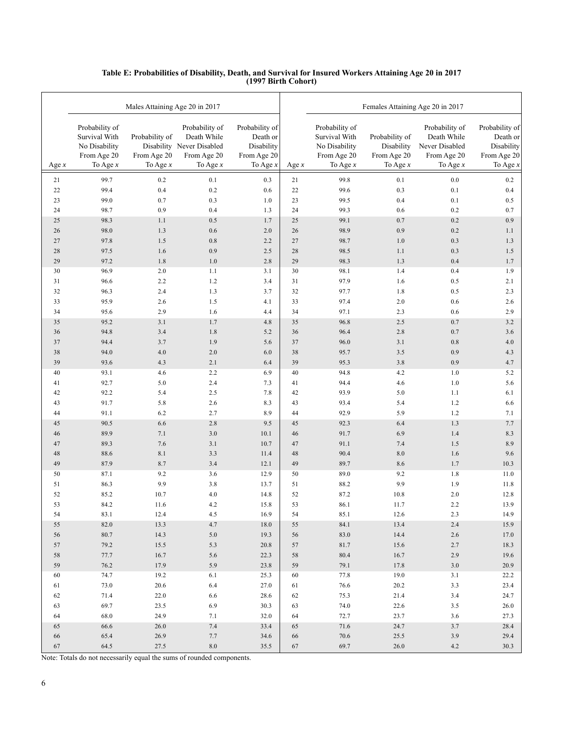**Table E: Probabilities of Disability, Death, and Survival for Insured Workers Attaining Age 20 in 2017 (1997 Birth Cohort)**

| | Males Attaining Age 20 in 2017 | | | | | Females Attaining Age 20 in 2017 | | | |
|---|---|---|---|---|---|---|---|---|---|
| Age *x* | Probability of Survival With No Disability From Age 20 To Age *x* | Probability of Disability From Age 20 To Age *x* | Probability of Death While Never Disabled From Age 20 To Age *x* | Probability of Death or Disability From Age 20 To Age *x* | Age *x* | Probability of Survival With No Disability From Age 20 To Age *x* | Probability of Disability From Age 20 To Age *x* | Probability of Death While Never Disabled From Age 20 To Age *x* | Probability of Death or Disability From Age 20 To Age *x* |
| 21 | 99.7 | 0.2 | 0.1 | 0.3 | 21 | 99.8 | 0.1 | 0.0 | 0.2 |
| 22 | 99.4 | 0.4 | 0.2 | 0.6 | 22 | 99.6 | 0.3 | 0.1 | 0.4 |
| 23 | 99.0 | 0.7 | 0.3 | 1.0 | 23 | 99.5 | 0.4 | 0.1 | 0.5 |
| 24 | 98.7 | 0.9 | 0.4 | 1.3 | 24 | 99.3 | 0.6 | 0.2 | 0.7 |
| 25 | 98.3 | 1.1 | 0.5 | 1.7 | 25 | 99.1 | 0.7 | 0.2 | 0.9 |
| 26 | 98.0 | 1.3 | 0.6 | 2.0 | 26 | 98.9 | 0.9 | 0.2 | 1.1 |
| 27 | 97.8 | 1.5 | 0.8 | 2.2 | 27 | 98.7 | 1.0 | 0.3 | 1.3 |
| 28 | 97.5 | 1.6 | 0.9 | 2.5 | 28 | 98.5 | 1.1 | 0.3 | 1.5 |
| 29 | 97.2 | 1.8 | 1.0 | 2.8 | 29 | 98.3 | 1.3 | 0.4 | 1.7 |
| 30 | 96.9 | 2.0 | 1.1 | 3.1 | 30 | 98.1 | 1.4 | 0.4 | 1.9 |
| 31 | 96.6 | 2.2 | 1.2 | 3.4 | 31 | 97.9 | 1.6 | 0.5 | 2.1 |
| 32 | 96.3 | 2.4 | 1.3 | 3.7 | 32 | 97.7 | 1.8 | 0.5 | 2.3 |
| 33 | 95.9 | 2.6 | 1.5 | 4.1 | 33 | 97.4 | 2.0 | 0.6 | 2.6 |
| 34 | 95.6 | 2.9 | 1.6 | 4.4 | 34 | 97.1 | 2.3 | 0.6 | 2.9 |
| 35 | 95.2 | 3.1 | 1.7 | 4.8 | 35 | 96.8 | 2.5 | 0.7 | 3.2 |
| 36 | 94.8 | 3.4 | 1.8 | 5.2 | 36 | 96.4 | 2.8 | 0.7 | 3.6 |
| 37 | 94.4 | 3.7 | 1.9 | 5.6 | 37 | 96.0 | 3.1 | 0.8 | 4.0 |
| 38 | 94.0 | 4.0 | 2.0 | 6.0 | 38 | 95.7 | 3.5 | 0.9 | 4.3 |
| 39 | 93.6 | 4.3 | 2.1 | 6.4 | 39 | 95.3 | 3.8 | 0.9 | 4.7 |
| 40 | 93.1 | 4.6 | 2.2 | 6.9 | 40 | 94.8 | 4.2 | 1.0 | 5.2 |
| 41 | 92.7 | 5.0 | 2.4 | 7.3 | 41 | 94.4 | 4.6 | 1.0 | 5.6 |
| 42 | 92.2 | 5.4 | 2.5 | 7.8 | 42 | 93.9 | 5.0 | 1.1 | 6.1 |
| 43 | 91.7 | 5.8 | 2.6 | 8.3 | 43 | 93.4 | 5.4 | 1.2 | 6.6 |
| 44 | 91.1 | 6.2 | 2.7 | 8.9 | 44 | 92.9 | 5.9 | 1.2 | 7.1 |
| 45 | 90.5 | 6.6 | 2.8 | 9.5 | 45 | 92.3 | 6.4 | 1.3 | 7.7 |
| 46 | 89.9 | 7.1 | 3.0 | 10.1 | 46 | 91.7 | 6.9 | 1.4 | 8.3 |
| 47 | 89.3 | 7.6 | 3.1 | 10.7 | 47 | 91.1 | 7.4 | 1.5 | 8.9 |
| 48 | 88.6 | 8.1 | 3.3 | 11.4 | 48 | 90.4 | 8.0 | 1.6 | 9.6 |
| 49 | 87.9 | 8.7 | 3.4 | 12.1 | 49 | 89.7 | 8.6 | 1.7 | 10.3 |
| 50 | 87.1 | 9.2 | 3.6 | 12.9 | 50 | 89.0 | 9.2 | 1.8 | 11.0 |
| 51 | 86.3 | 9.9 | 3.8 | 13.7 | 51 | 88.2 | 9.9 | 1.9 | 11.8 |
| 52 | 85.2 | 10.7 | 4.0 | 14.8 | 52 | 87.2 | 10.8 | 2.0 | 12.8 |
| 53 | 84.2 | 11.6 | 4.2 | 15.8 | 53 | 86.1 | 11.7 | 2.2 | 13.9 |
| 54 | 83.1 | 12.4 | 4.5 | 16.9 | 54 | 85.1 | 12.6 | 2.3 | 14.9 |
| 55 | 82.0 | 13.3 | 4.7 | 18.0 | 55 | 84.1 | 13.4 | 2.4 | 15.9 |
| 56 | 80.7 | 14.3 | 5.0 | 19.3 | 56 | 83.0 | 14.4 | 2.6 | 17.0 |
| 57 | 79.2 | 15.5 | 5.3 | 20.8 | 57 | 81.7 | 15.6 | 2.7 | 18.3 |
| 58 | 77.7 | 16.7 | 5.6 | 22.3 | 58 | 80.4 | 16.7 | 2.9 | 19.6 |
| 59 | 76.2 | 17.9 | 5.9 | 23.8 | 59 | 79.1 | 17.8 | 3.0 | 20.9 |
| 60 | 74.7 | 19.2 | 6.1 | 25.3 | 60 | 77.8 | 19.0 | 3.1 | 22.2 |
| 61 | 73.0 | 20.6 | 6.4 | 27.0 | 61 | 76.6 | 20.2 | 3.3 | 23.4 |
| 62 | 71.4 | 22.0 | 6.6 | 28.6 | 62 | 75.3 | 21.4 | 3.4 | 24.7 |
| 63 | 69.7 | 23.5 | 6.9 | 30.3 | 63 | 74.0 | 22.6 | 3.5 | 26.0 |
| 64 | 68.0 | 24.9 | 7.1 | 32.0 | 64 | 72.7 | 23.7 | 3.6 | 27.3 |
| 65 | 66.6 | 26.0 | 7.4 | 33.4 | 65 | 71.6 | 24.7 | 3.7 | 28.4 |
| 66 | 65.4 | 26.9 | 7.7 | 34.6 | 66 | 70.6 | 25.5 | 3.9 | 29.4 |
| 67 | 64.5 | 27.5 | 8.0 | 35.5 | 67 | 69.7 | 26.0 | 4.2 | 30.3 |

Note: Totals do not necessarily equal the sums of rounded components.